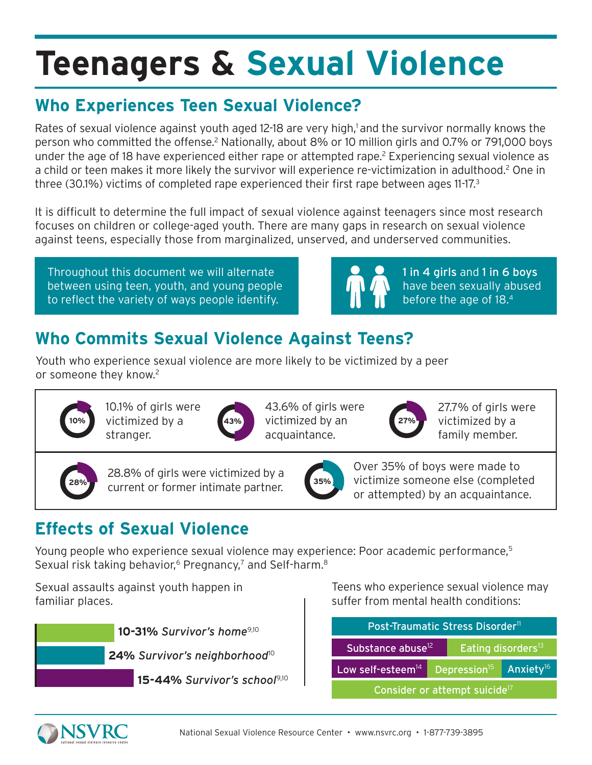# Teenagers & Sexual Violence

## Who Experiences Teen Sexual Violence?

Rates of sexual violence against youth aged 12-18 are very high,[1] and the survivor normally knows the person who committed the offense.[2] Nationally, about 8% or 10 million girls and 0.7% or 791,000 boys under the age of 18 have experienced either rape or attempted rape.[2] Experiencing sexual violence as a child or teen makes it more likely the survivor will experience re-victimization in adulthood.[2] One in three (30.1%) victims of completed rape experienced their first rape between ages 11-17.[3]

It is difficult to determine the full impact of sexual violence against teenagers since most research focuses on children or college-aged youth. There are many gaps in research on sexual violence against teens, especially those from marginalized, unserved, and underserved communities.

Throughout this document we will alternate between using teen, youth, and young people to reflect the variety of ways people identify.

**1 in 4 girls** and **1 in 6 boys** have been sexually abused before the age of 18.[4]

## Who Commits Sexual Violence Against Teens?

Youth who experience sexual violence are more likely to be victimized by a peer or someone they know.[2]

- **10%** — 10.1% of girls were victimized by a stranger.
- **43%** — 43.6% of girls were victimized by an acquaintance.
- **27%** — 27.7% of girls were victimized by a family member.
- **28%** — 28.8% of girls were victimized by a current or former intimate partner.
- **35%** — Over 35% of boys were made to victimize someone else (completed or attempted) by an acquaintance.

## Effects of Sexual Violence

Young people who experience sexual violence may experience: Poor academic performance,[5] Sexual risk taking behavior,[6] Pregnancy,[7] and Self-harm.[8]

Sexual assaults against youth happen in familiar places.

- **10-31%** *Survivor's home*[9,10]
- **24%** *Survivor's neighborhood*[10]
- **15-44%** *Survivor's school*[9,10]

Teens who experience sexual violence may suffer from mental health conditions:

- Post-Traumatic Stress Disorder[11]
- Substance abuse[12]
- Eating disorders[13]
- Low self-esteem[14]
- Depression[15]
- Anxiety[16]
- Consider or attempt suicide[17]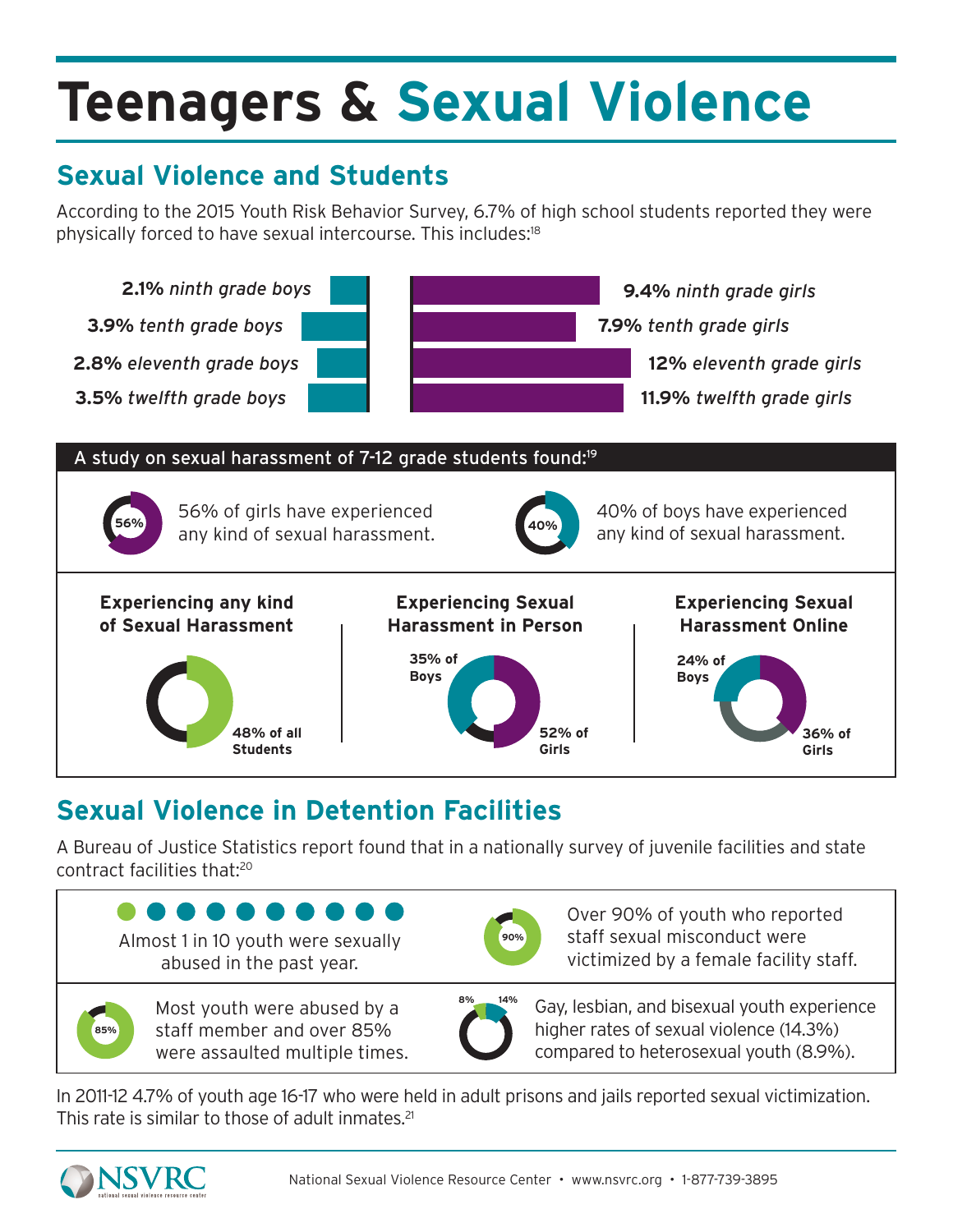# Teenagers & Sexual Violence

## Sexual Violence and Students

According to the 2015 Youth Risk Behavior Survey, 6.7% of high school students reported they were physically forced to have sexual intercourse. This includes:[18]

- **2.1%** *ninth grade boys*
- **3.9%** *tenth grade boys*
- **2.8%** *eleventh grade boys*
- **3.5%** *twelfth grade boys*
- **9.4%** *ninth grade girls*
- **7.9%** *tenth grade girls*
- **12%** *eleventh grade girls*
- **11.9%** *twelfth grade girls*

A study on sexual harassment of 7-12 grade students found:[19]

- 56% of girls have experienced any kind of sexual harassment.
- 40% of boys have experienced any kind of sexual harassment.

**Experiencing any kind of Sexual Harassment**

48% of all Students

**Experiencing Sexual Harassment in Person**

35% of Boys

52% of Girls

**Experiencing Sexual Harassment Online**

24% of Boys

36% of Girls

## Sexual Violence in Detention Facilities

A Bureau of Justice Statistics report found that in a nationally survey of juvenile facilities and state contract facilities that:[20]

- Almost 1 in 10 youth were sexually abused in the past year.
- Over 90% of youth who reported staff sexual misconduct were victimized by a female facility staff.
- Most youth were abused by a staff member and over 85% were assaulted multiple times.
- Gay, lesbian, and bisexual youth experience higher rates of sexual violence (14.3%) compared to heterosexual youth (8.9%).

In 2011-12 4.7% of youth age 16-17 who were held in adult prisons and jails reported sexual victimization. This rate is similar to those of adult inmates.[21]

NSVRC national sexual violence resource center

National Sexual Violence Resource Center • www.nsvrc.org • 1-877-739-3895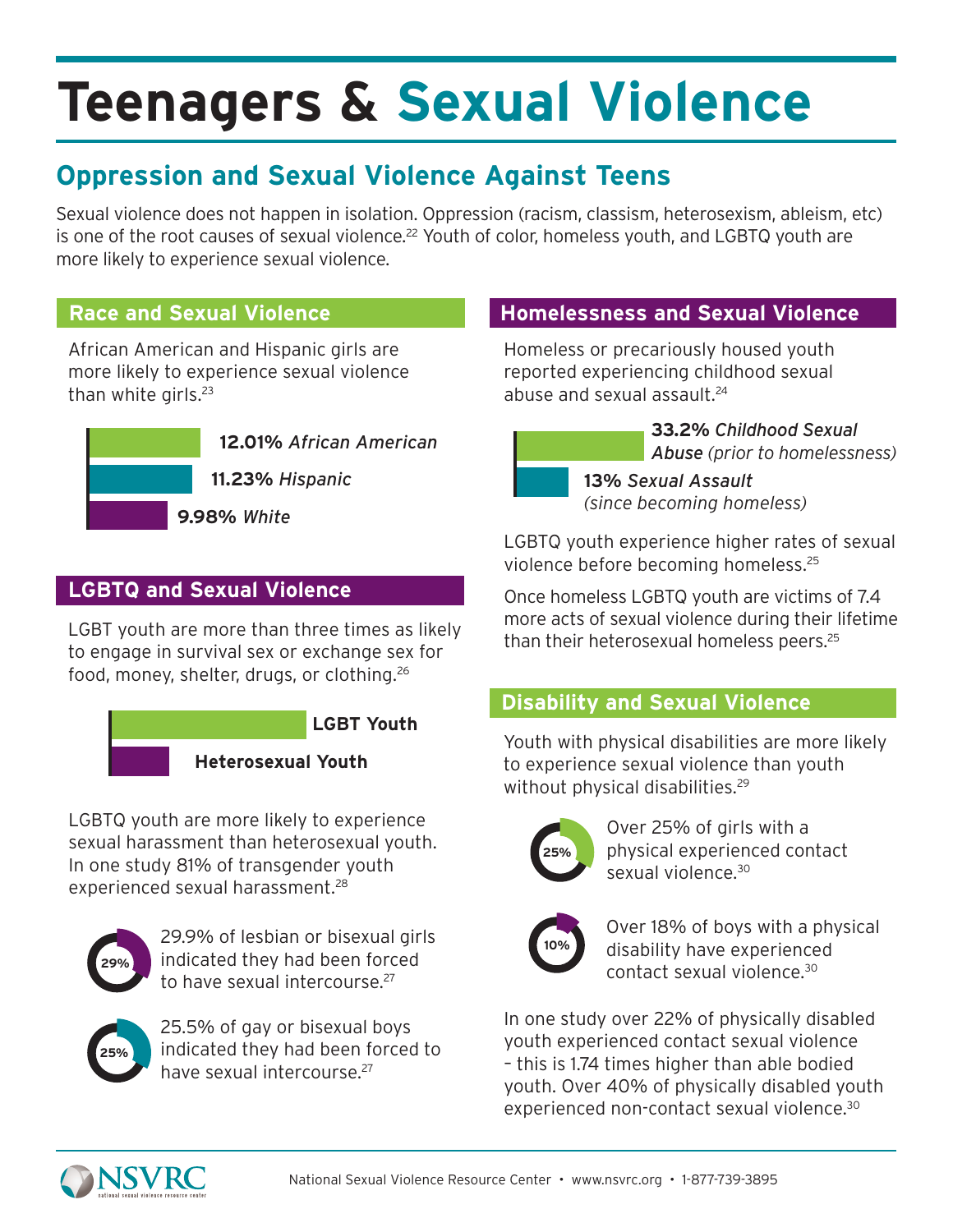# Teenagers & Sexual Violence

## Oppression and Sexual Violence Against Teens

Sexual violence does not happen in isolation. Oppression (racism, classism, heterosexism, ableism, etc) is one of the root causes of sexual violence.[22] Youth of color, homeless youth, and LGBTQ youth are more likely to experience sexual violence.

### Race and Sexual Violence

African American and Hispanic girls are more likely to experience sexual violence than white girls.[23]

- **12.01%** *African American*
- **11.23%** *Hispanic*
- **9.98%** *White*

### LGBTQ and Sexual Violence

LGBT youth are more than three times as likely to engage in survival sex or exchange sex for food, money, shelter, drugs, or clothing.[26]

- **LGBT Youth**
- **Heterosexual Youth**

LGBTQ youth are more likely to experience sexual harassment than heterosexual youth. In one study 81% of transgender youth experienced sexual harassment.[28]

**29%** — 29.9% of lesbian or bisexual girls indicated they had been forced to have sexual intercourse.[27]

**25%** — 25.5% of gay or bisexual boys indicated they had been forced to have sexual intercourse.[27]

### Homelessness and Sexual Violence

Homeless or precariously housed youth reported experiencing childhood sexual abuse and sexual assault.[24]

- **33.2%** *Childhood Sexual Abuse (prior to homelessness)*
- **13%** *Sexual Assault (since becoming homeless)*

LGBTQ youth experience higher rates of sexual violence before becoming homeless.[25]

Once homeless LGBTQ youth are victims of 7.4 more acts of sexual violence during their lifetime than their heterosexual homeless peers.[25]

### Disability and Sexual Violence

Youth with physical disabilities are more likely to experience sexual violence than youth without physical disabilities.[29]

**25%** — Over 25% of girls with a physical experienced contact sexual violence.[30]

**10%** — Over 18% of boys with a physical disability have experienced contact sexual violence.[30]

In one study over 22% of physically disabled youth experienced contact sexual violence – this is 1.74 times higher than able bodied youth. Over 40% of physically disabled youth experienced non-contact sexual violence.[30]

NSVRC

National Sexual Violence Resource Center • www.nsvrc.org • 1-877-739-3895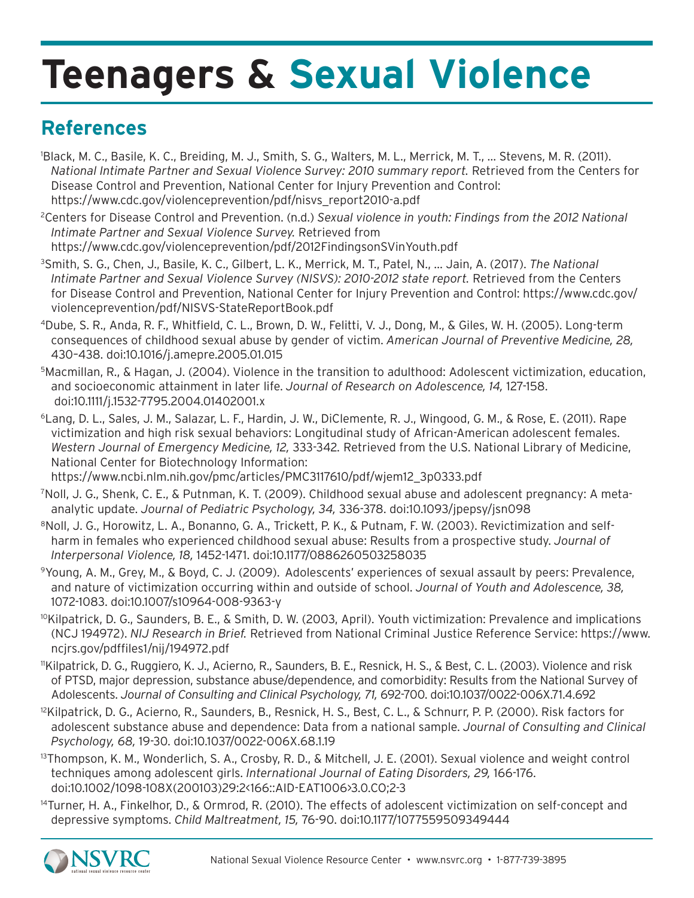# Teenagers & Sexual Violence

## References

[1]Black, M. C., Basile, K. C., Breiding, M. J., Smith, S. G., Walters, M. L., Merrick, M. T., … Stevens, M. R. (2011). *National Intimate Partner and Sexual Violence Survey: 2010 summary report.* Retrieved from the Centers for Disease Control and Prevention, National Center for Injury Prevention and Control: https://www.cdc.gov/violenceprevention/pdf/nisvs_report2010-a.pdf

[2]Centers for Disease Control and Prevention. (n.d.) *Sexual violence in youth: Findings from the 2012 National Intimate Partner and Sexual Violence Survey.* Retrieved from https://www.cdc.gov/violenceprevention/pdf/2012FindingsonSVinYouth.pdf

[3]Smith, S. G., Chen, J., Basile, K. C., Gilbert, L. K., Merrick, M. T., Patel, N., … Jain, A. (2017). *The National Intimate Partner and Sexual Violence Survey (NISVS): 2010-2012 state report.* Retrieved from the Centers for Disease Control and Prevention, National Center for Injury Prevention and Control: https://www.cdc.gov/violenceprevention/pdf/NISVS-StateReportBook.pdf

[4]Dube, S. R., Anda, R. F., Whitfield, C. L., Brown, D. W., Felitti, V. J., Dong, M., & Giles, W. H. (2005). Long-term consequences of childhood sexual abuse by gender of victim. *American Journal of Preventive Medicine, 28,* 430–438. doi:10.1016/j.amepre.2005.01.015

[5]Macmillan, R., & Hagan, J. (2004). Violence in the transition to adulthood: Adolescent victimization, education, and socioeconomic attainment in later life. *Journal of Research on Adolescence, 14,* 127-158. doi:10.1111/j.1532-7795.2004.01402001.x

[6]Lang, D. L., Sales, J. M., Salazar, L. F., Hardin, J. W., DiClemente, R. J., Wingood, G. M., & Rose, E. (2011). Rape victimization and high risk sexual behaviors: Longitudinal study of African-American adolescent females. *Western Journal of Emergency Medicine, 12,* 333-342. Retrieved from the U.S. National Library of Medicine, National Center for Biotechnology Information: https://www.ncbi.nlm.nih.gov/pmc/articles/PMC3117610/pdf/wjem12_3p0333.pdf

[7]Noll, J. G., Shenk, C. E., & Putnman, K. T. (2009). Childhood sexual abuse and adolescent pregnancy: A meta-analytic update. *Journal of Pediatric Psychology, 34,* 336-378. doi:10.1093/jpepsy/jsn098

[8]Noll, J. G., Horowitz, L. A., Bonanno, G. A., Trickett, P. K., & Putnam, F. W. (2003). Revictimization and self-harm in females who experienced childhood sexual abuse: Results from a prospective study. *Journal of Interpersonal Violence, 18,* 1452-1471. doi:10.1177/0886260503258035

[9]Young, A. M., Grey, M., & Boyd, C. J. (2009). Adolescents' experiences of sexual assault by peers: Prevalence, and nature of victimization occurring within and outside of school. *Journal of Youth and Adolescence, 38,* 1072-1083. doi:10.1007/s10964-008-9363-y

[10]Kilpatrick, D. G., Saunders, B. E., & Smith, D. W. (2003, April). Youth victimization: Prevalence and implications (NCJ 194972). *NIJ Research in Brief.* Retrieved from National Criminal Justice Reference Service: https://www.ncjrs.gov/pdffiles1/nij/194972.pdf

[11]Kilpatrick, D. G., Ruggiero, K. J., Acierno, R., Saunders, B. E., Resnick, H. S., & Best, C. L. (2003). Violence and risk of PTSD, major depression, substance abuse/dependence, and comorbidity: Results from the National Survey of Adolescents. *Journal of Consulting and Clinical Psychology, 71,* 692-700. doi:10.1037/0022-006X.71.4.692

[12]Kilpatrick, D. G., Acierno, R., Saunders, B., Resnick, H. S., Best, C. L., & Schnurr, P. P. (2000). Risk factors for adolescent substance abuse and dependence: Data from a national sample. *Journal of Consulting and Clinical Psychology, 68,* 19-30. doi:10.1037/0022-006X.68.1.19

[13]Thompson, K. M., Wonderlich, S. A., Crosby, R. D., & Mitchell, J. E. (2001). Sexual violence and weight control techniques among adolescent girls. *International Journal of Eating Disorders, 29,* 166-176. doi:10.1002/1098-108X(200103)29:2<166::AID-EAT1006>3.0.CO;2-3

[14]Turner, H. A., Finkelhor, D., & Ormrod, R. (2010). The effects of adolescent victimization on self-concept and depressive symptoms. *Child Maltreatment, 15,* 76-90. doi:10.1177/1077559509349444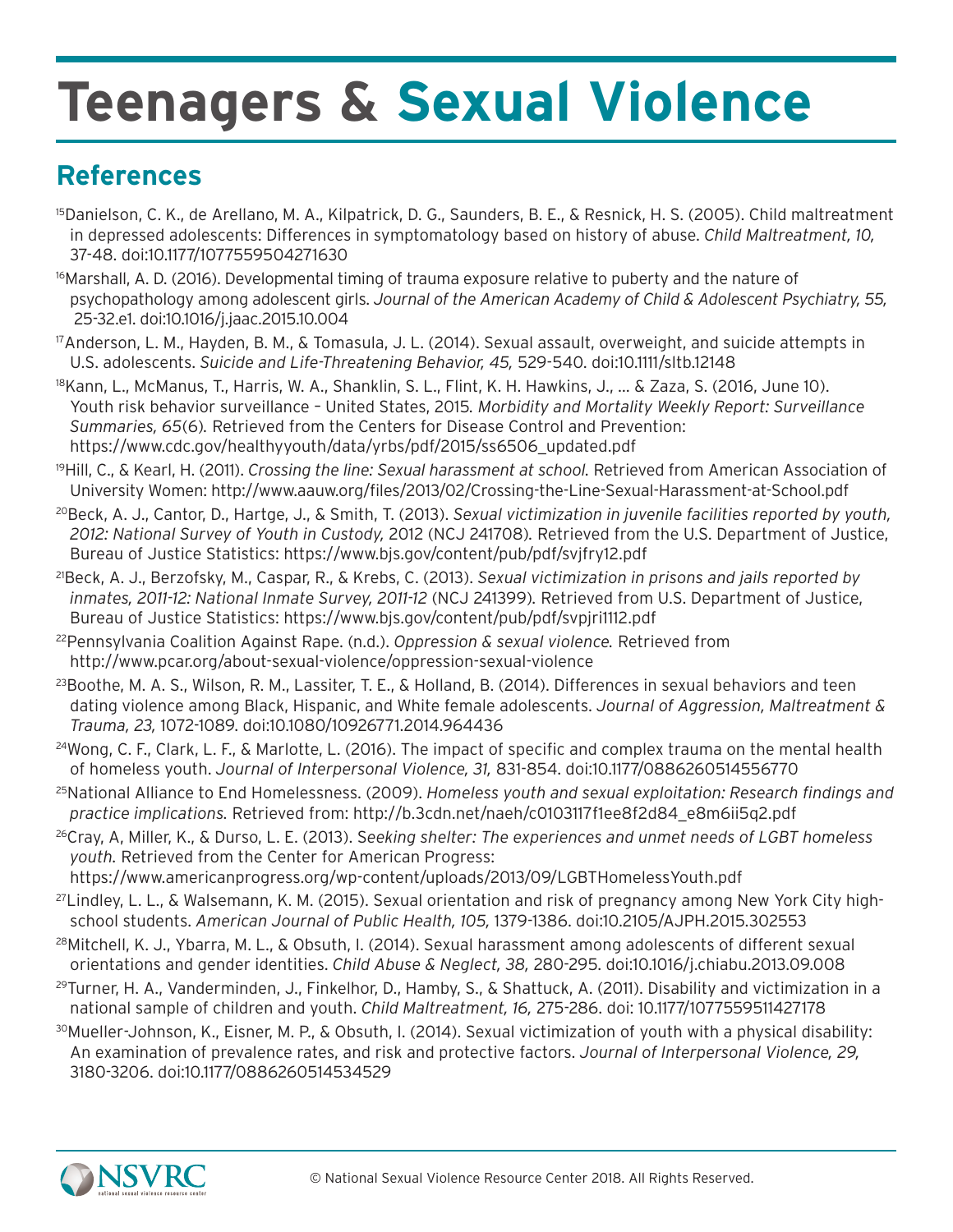# Teenagers & Sexual Violence

## References

[15]Danielson, C. K., de Arellano, M. A., Kilpatrick, D. G., Saunders, B. E., & Resnick, H. S. (2005). Child maltreatment in depressed adolescents: Differences in symptomatology based on history of abuse. *Child Maltreatment, 10,* 37-48. doi:10.1177/1077559504271630

[16]Marshall, A. D. (2016). Developmental timing of trauma exposure relative to puberty and the nature of psychopathology among adolescent girls. *Journal of the American Academy of Child & Adolescent Psychiatry, 55,* 25-32.e1. doi:10.1016/j.jaac.2015.10.004

[17]Anderson, L. M., Hayden, B. M., & Tomasula, J. L. (2014). Sexual assault, overweight, and suicide attempts in U.S. adolescents. *Suicide and Life-Threatening Behavior, 45,* 529-540. doi:10.1111/sltb.12148

[18]Kann, L., McManus, T., Harris, W. A., Shanklin, S. L., Flint, K. H. Hawkins, J., ... & Zaza, S. (2016, June 10). Youth risk behavior surveillance – United States, 2015. *Morbidity and Mortality Weekly Report: Surveillance Summaries, 65*(6). Retrieved from the Centers for Disease Control and Prevention: https://www.cdc.gov/healthyyouth/data/yrbs/pdf/2015/ss6506_updated.pdf

[19]Hill, C., & Kearl, H. (2011). *Crossing the line: Sexual harassment at school.* Retrieved from American Association of University Women: http://www.aauw.org/files/2013/02/Crossing-the-Line-Sexual-Harassment-at-School.pdf

[20]Beck, A. J., Cantor, D., Hartge, J., & Smith, T. (2013). *Sexual victimization in juvenile facilities reported by youth, 2012: National Survey of Youth in Custody,* 2012 (NCJ 241708). Retrieved from the U.S. Department of Justice, Bureau of Justice Statistics: https://www.bjs.gov/content/pub/pdf/svjfry12.pdf

[21]Beck, A. J., Berzofsky, M., Caspar, R., & Krebs, C. (2013). *Sexual victimization in prisons and jails reported by inmates, 2011-12: National Inmate Survey, 2011-12* (NCJ 241399). Retrieved from U.S. Department of Justice, Bureau of Justice Statistics: https://www.bjs.gov/content/pub/pdf/svpjri1112.pdf

[22]Pennsylvania Coalition Against Rape. (n.d.). *Oppression & sexual violence.* Retrieved from http://www.pcar.org/about-sexual-violence/oppression-sexual-violence

[23]Boothe, M. A. S., Wilson, R. M., Lassiter, T. E., & Holland, B. (2014). Differences in sexual behaviors and teen dating violence among Black, Hispanic, and White female adolescents. *Journal of Aggression, Maltreatment & Trauma, 23,* 1072-1089. doi:10.1080/10926771.2014.964436

[24]Wong, C. F., Clark, L. F., & Marlotte, L. (2016). The impact of specific and complex trauma on the mental health of homeless youth. *Journal of Interpersonal Violence, 31,* 831-854. doi:10.1177/0886260514556770

[25]National Alliance to End Homelessness. (2009). *Homeless youth and sexual exploitation: Research findings and practice implications.* Retrieved from: http://b.3cdn.net/naeh/c0103117f1ee8f2d84_e8m6ii5q2.pdf

[26]Cray, A, Miller, K., & Durso, L. E. (2013). *Seeking shelter: The experiences and unmet needs of LGBT homeless youth.* Retrieved from the Center for American Progress: https://www.americanprogress.org/wp-content/uploads/2013/09/LGBTHomelessYouth.pdf

[27]Lindley, L. L., & Walsemann, K. M. (2015). Sexual orientation and risk of pregnancy among New York City high-school students. *American Journal of Public Health, 105,* 1379-1386. doi:10.2105/AJPH.2015.302553

[28]Mitchell, K. J., Ybarra, M. L., & Obsuth, I. (2014). Sexual harassment among adolescents of different sexual orientations and gender identities. *Child Abuse & Neglect, 38,* 280-295. doi:10.1016/j.chiabu.2013.09.008

[29]Turner, H. A., Vanderminden, J., Finkelhor, D., Hamby, S., & Shattuck, A. (2011). Disability and victimization in a national sample of children and youth. *Child Maltreatment, 16,* 275-286. doi: 10.1177/1077559511427178

[30]Mueller-Johnson, K., Eisner, M. P., & Obsuth, I. (2014). Sexual victimization of youth with a physical disability: An examination of prevalence rates, and risk and protective factors. *Journal of Interpersonal Violence, 29,* 3180-3206. doi:10.1177/0886260514534529

© National Sexual Violence Resource Center 2018. All Rights Reserved.